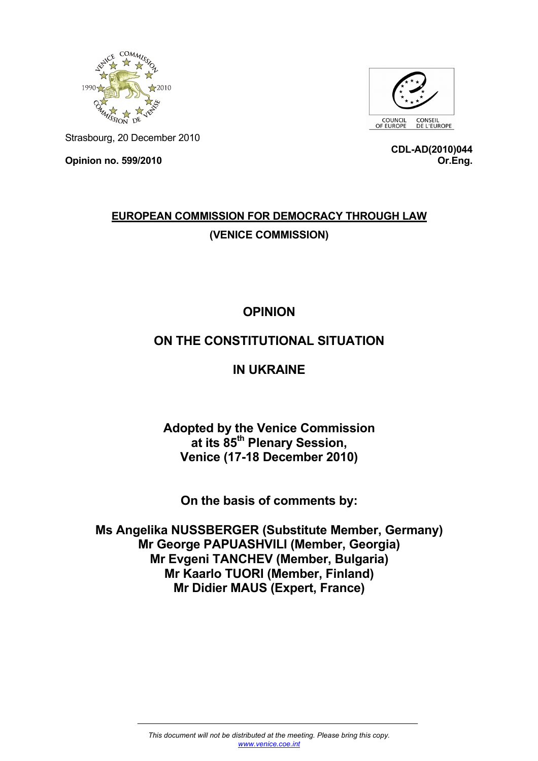Strasbourg, 20 December 2010

**Opinion no. 599/2010**

**CDL-AD(2010)044**
**Or.Eng.**

**EUROPEAN COMMISSION FOR DEMOCRACY THROUGH LAW**

**(VENICE COMMISSION)**

# OPINION

# ON THE CONSTITUTIONAL SITUATION

# IN UKRAINE

**Adopted by the Venice Commission**
**at its 85th Plenary Session,**
**Venice (17-18 December 2010)**

**On the basis of comments by:**

**Ms Angelika NUSSBERGER (Substitute Member, Germany)**
**Mr George PAPUASHVILI (Member, Georgia)**
**Mr Evgeni TANCHEV (Member, Bulgaria)**
**Mr Kaarlo TUORI (Member, Finland)**
**Mr Didier MAUS (Expert, France)**

*This document will not be distributed at the meeting. Please bring this copy.*
*www.venice.coe.int*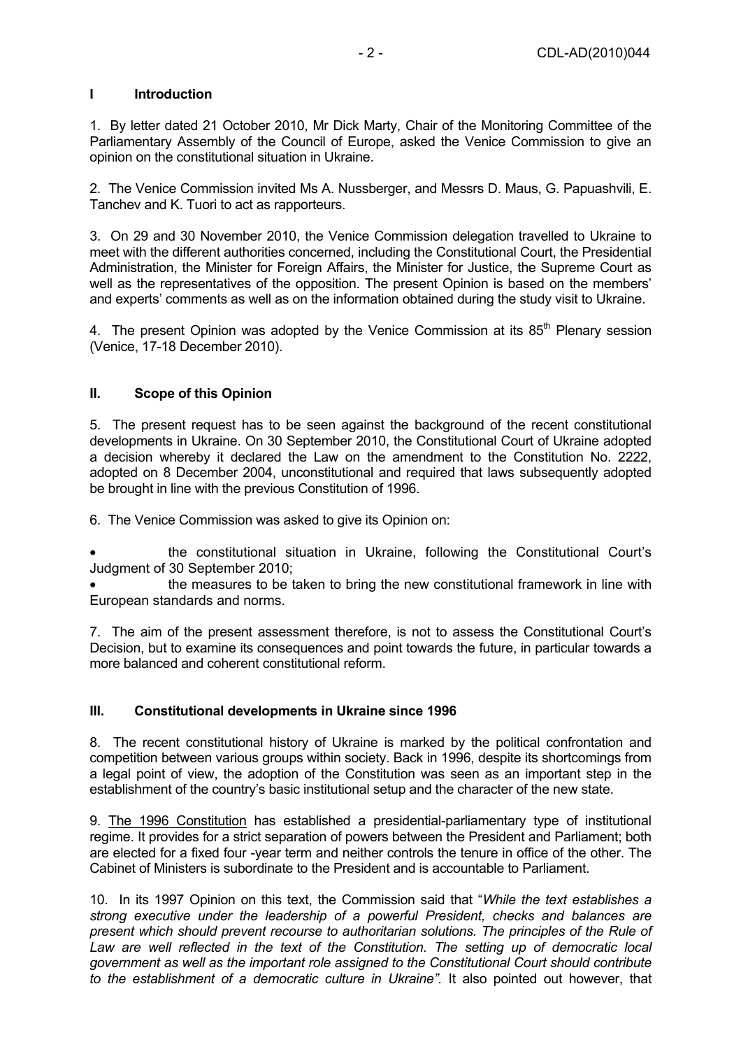## I Introduction

1. By letter dated 21 October 2010, Mr Dick Marty, Chair of the Monitoring Committee of the Parliamentary Assembly of the Council of Europe, asked the Venice Commission to give an opinion on the constitutional situation in Ukraine.

2. The Venice Commission invited Ms A. Nussberger, and Messrs D. Maus, G. Papuashvili, E. Tanchev and K. Tuori to act as rapporteurs.

3. On 29 and 30 November 2010, the Venice Commission delegation travelled to Ukraine to meet with the different authorities concerned, including the Constitutional Court, the Presidential Administration, the Minister for Foreign Affairs, the Minister for Justice, the Supreme Court as well as the representatives of the opposition. The present Opinion is based on the members' and experts' comments as well as on the information obtained during the study visit to Ukraine.

4. The present Opinion was adopted by the Venice Commission at its 85th Plenary session (Venice, 17-18 December 2010).

## II. Scope of this Opinion

5. The present request has to be seen against the background of the recent constitutional developments in Ukraine. On 30 September 2010, the Constitutional Court of Ukraine adopted a decision whereby it declared the Law on the amendment to the Constitution No. 2222, adopted on 8 December 2004, unconstitutional and required that laws subsequently adopted be brought in line with the previous Constitution of 1996.

6. The Venice Commission was asked to give its Opinion on:

- the constitutional situation in Ukraine, following the Constitutional Court's Judgment of 30 September 2010;
- the measures to be taken to bring the new constitutional framework in line with European standards and norms.

7. The aim of the present assessment therefore, is not to assess the Constitutional Court's Decision, but to examine its consequences and point towards the future, in particular towards a more balanced and coherent constitutional reform.

## III. Constitutional developments in Ukraine since 1996

8. The recent constitutional history of Ukraine is marked by the political confrontation and competition between various groups within society. Back in 1996, despite its shortcomings from a legal point of view, the adoption of the Constitution was seen as an important step in the establishment of the country's basic institutional setup and the character of the new state.

9. The 1996 Constitution has established a presidential-parliamentary type of institutional regime. It provides for a strict separation of powers between the President and Parliament; both are elected for a fixed four -year term and neither controls the tenure in office of the other. The Cabinet of Ministers is subordinate to the President and is accountable to Parliament.

10. In its 1997 Opinion on this text, the Commission said that "*While the text establishes a strong executive under the leadership of a powerful President, checks and balances are present which should prevent recourse to authoritarian solutions. The principles of the Rule of Law are well reflected in the text of the Constitution. The setting up of democratic local government as well as the important role assigned to the Constitutional Court should contribute to the establishment of a democratic culture in Ukraine".* It also pointed out however, that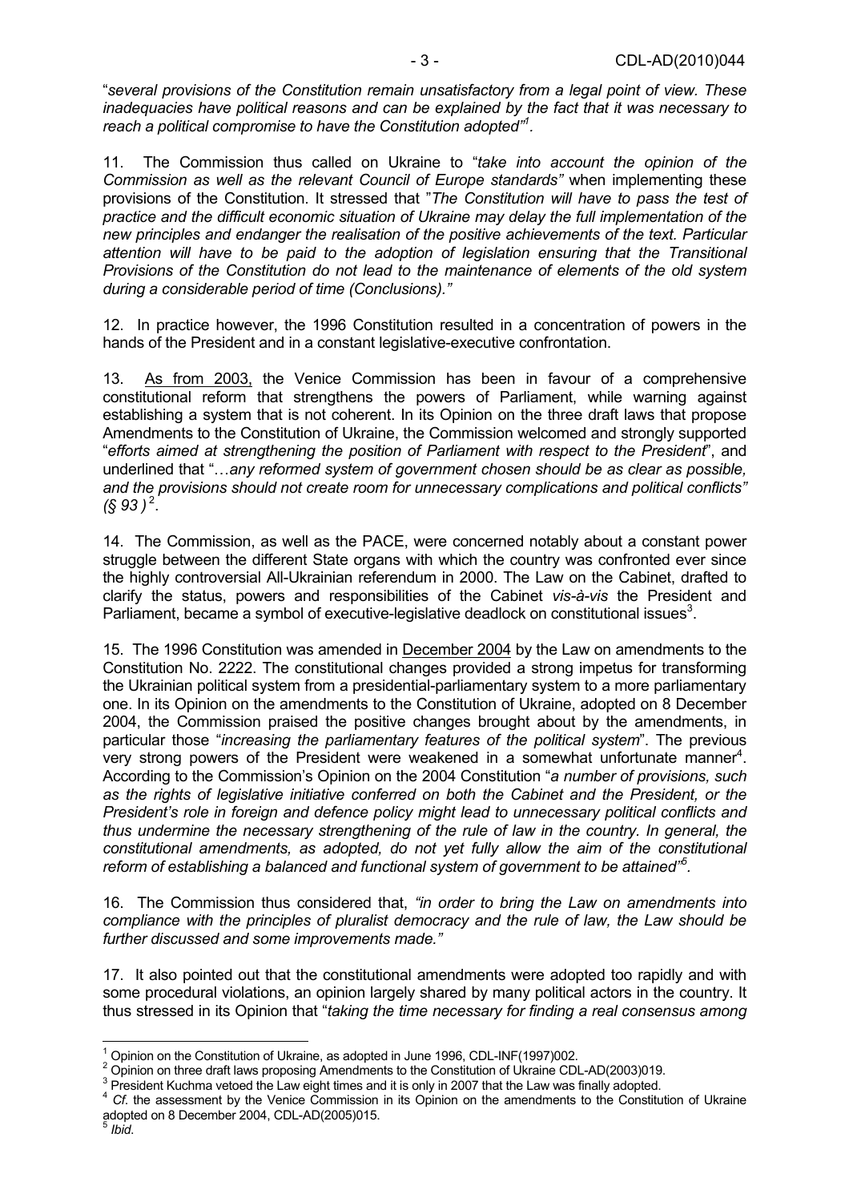"*several provisions of the Constitution remain unsatisfactory from a legal point of view. These inadequacies have political reasons and can be explained by the fact that it was necessary to reach a political compromise to have the Constitution adopted*"[1].

11. The Commission thus called on Ukraine to "*take into account the opinion of the Commission as well as the relevant Council of Europe standards"* when implementing these provisions of the Constitution. It stressed that "*The Constitution will have to pass the test of practice and the difficult economic situation of Ukraine may delay the full implementation of the new principles and endanger the realisation of the positive achievements of the text. Particular attention will have to be paid to the adoption of legislation ensuring that the Transitional Provisions of the Constitution do not lead to the maintenance of elements of the old system during a considerable period of time (Conclusions)."*

12. In practice however, the 1996 Constitution resulted in a concentration of powers in the hands of the President and in a constant legislative-executive confrontation.

13. As from 2003, the Venice Commission has been in favour of a comprehensive constitutional reform that strengthens the powers of Parliament, while warning against establishing a system that is not coherent. In its Opinion on the three draft laws that propose Amendments to the Constitution of Ukraine, the Commission welcomed and strongly supported "*efforts aimed at strengthening the position of Parliament with respect to the President*", and underlined that "*…any reformed system of government chosen should be as clear as possible, and the provisions should not create room for unnecessary complications and political conflicts" (§ 93 )*[2].

14. The Commission, as well as the PACE, were concerned notably about a constant power struggle between the different State organs with which the country was confronted ever since the highly controversial All-Ukrainian referendum in 2000. The Law on the Cabinet, drafted to clarify the status, powers and responsibilities of the Cabinet *vis-à-vis* the President and Parliament, became a symbol of executive-legislative deadlock on constitutional issues[3].

15. The 1996 Constitution was amended in December 2004 by the Law on amendments to the Constitution No. 2222. The constitutional changes provided a strong impetus for transforming the Ukrainian political system from a presidential-parliamentary system to a more parliamentary one. In its Opinion on the amendments to the Constitution of Ukraine, adopted on 8 December 2004, the Commission praised the positive changes brought about by the amendments, in particular those "*increasing the parliamentary features of the political system*". The previous very strong powers of the President were weakened in a somewhat unfortunate manner[4]. According to the Commission's Opinion on the 2004 Constitution "*a number of provisions, such as the rights of legislative initiative conferred on both the Cabinet and the President, or the President's role in foreign and defence policy might lead to unnecessary political conflicts and thus undermine the necessary strengthening of the rule of law in the country. In general, the constitutional amendments, as adopted, do not yet fully allow the aim of the constitutional reform of establishing a balanced and functional system of government to be attained*"[5].

16. The Commission thus considered that, *"in order to bring the Law on amendments into compliance with the principles of pluralist democracy and the rule of law, the Law should be further discussed and some improvements made."*

17. It also pointed out that the constitutional amendments were adopted too rapidly and with some procedural violations, an opinion largely shared by many political actors in the country. It thus stressed in its Opinion that "*taking the time necessary for finding a real consensus among*

---

[1] Opinion on the Constitution of Ukraine, as adopted in June 1996, CDL-INF(1997)002.
[2] Opinion on three draft laws proposing Amendments to the Constitution of Ukraine CDL-AD(2003)019.
[3] President Kuchma vetoed the Law eight times and it is only in 2007 that the Law was finally adopted.
[4] *Cf.* the assessment by the Venice Commission in its Opinion on the amendments to the Constitution of Ukraine adopted on 8 December 2004, CDL-AD(2005)015.
[5] *Ibid.*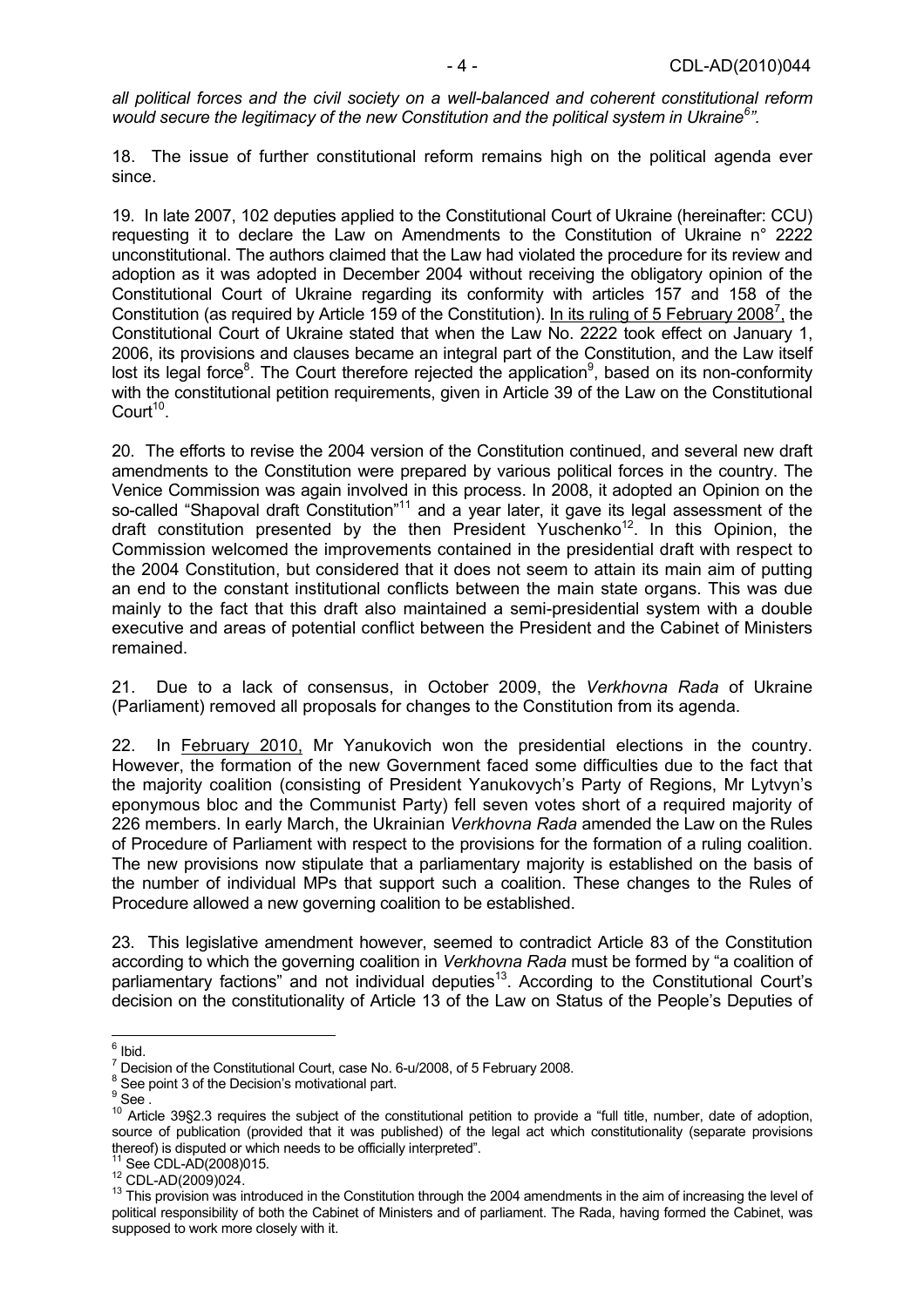*all political forces and the civil society on a well-balanced and coherent constitutional reform would secure the legitimacy of the new Constitution and the political system in Ukraine[6]".*

18. The issue of further constitutional reform remains high on the political agenda ever since.

19. In late 2007, 102 deputies applied to the Constitutional Court of Ukraine (hereinafter: CCU) requesting it to declare the Law on Amendments to the Constitution of Ukraine n° 2222 unconstitutional. The authors claimed that the Law had violated the procedure for its review and adoption as it was adopted in December 2004 without receiving the obligatory opinion of the Constitutional Court of Ukraine regarding its conformity with articles 157 and 158 of the Constitution (as required by Article 159 of the Constitution). In its ruling of 5 February 2008[7], the Constitutional Court of Ukraine stated that when the Law No. 2222 took effect on January 1, 2006, its provisions and clauses became an integral part of the Constitution, and the Law itself lost its legal force[8]. The Court therefore rejected the application[9], based on its non-conformity with the constitutional petition requirements, given in Article 39 of the Law on the Constitutional Court[10].

20. The efforts to revise the 2004 version of the Constitution continued, and several new draft amendments to the Constitution were prepared by various political forces in the country. The Venice Commission was again involved in this process. In 2008, it adopted an Opinion on the so-called "Shapoval draft Constitution"[11] and a year later, it gave its legal assessment of the draft constitution presented by the then President Yuschenko[12]. In this Opinion, the Commission welcomed the improvements contained in the presidential draft with respect to the 2004 Constitution, but considered that it does not seem to attain its main aim of putting an end to the constant institutional conflicts between the main state organs. This was due mainly to the fact that this draft also maintained a semi-presidential system with a double executive and areas of potential conflict between the President and the Cabinet of Ministers remained.

21. Due to a lack of consensus, in October 2009, the *Verkhovna Rada* of Ukraine (Parliament) removed all proposals for changes to the Constitution from its agenda.

22. In February 2010, Mr Yanukovich won the presidential elections in the country. However, the formation of the new Government faced some difficulties due to the fact that the majority coalition (consisting of President Yanukovych's Party of Regions, Mr Lytvyn's eponymous bloc and the Communist Party) fell seven votes short of a required majority of 226 members. In early March, the Ukrainian *Verkhovna Rada* amended the Law on the Rules of Procedure of Parliament with respect to the provisions for the formation of a ruling coalition. The new provisions now stipulate that a parliamentary majority is established on the basis of the number of individual MPs that support such a coalition. These changes to the Rules of Procedure allowed a new governing coalition to be established.

23. This legislative amendment however, seemed to contradict Article 83 of the Constitution according to which the governing coalition in *Verkhovna Rada* must be formed by "a coalition of parliamentary factions" and not individual deputies[13]. According to the Constitutional Court's decision on the constitutionality of Article 13 of the Law on Status of the People's Deputies of

---

[6] Ibid.

[7] Decision of the Constitutional Court, case No. 6-u/2008, of 5 February 2008.

[8] See point 3 of the Decision's motivational part.

[9] See .

[10] Article 39§2.3 requires the subject of the constitutional petition to provide a "full title, number, date of adoption, source of publication (provided that it was published) of the legal act which constitutionality (separate provisions thereof) is disputed or which needs to be officially interpreted".

[11] See CDL-AD(2008)015.

[12] CDL-AD(2009)024.

[13] This provision was introduced in the Constitution through the 2004 amendments in the aim of increasing the level of political responsibility of both the Cabinet of Ministers and of parliament. The Rada, having formed the Cabinet, was supposed to work more closely with it.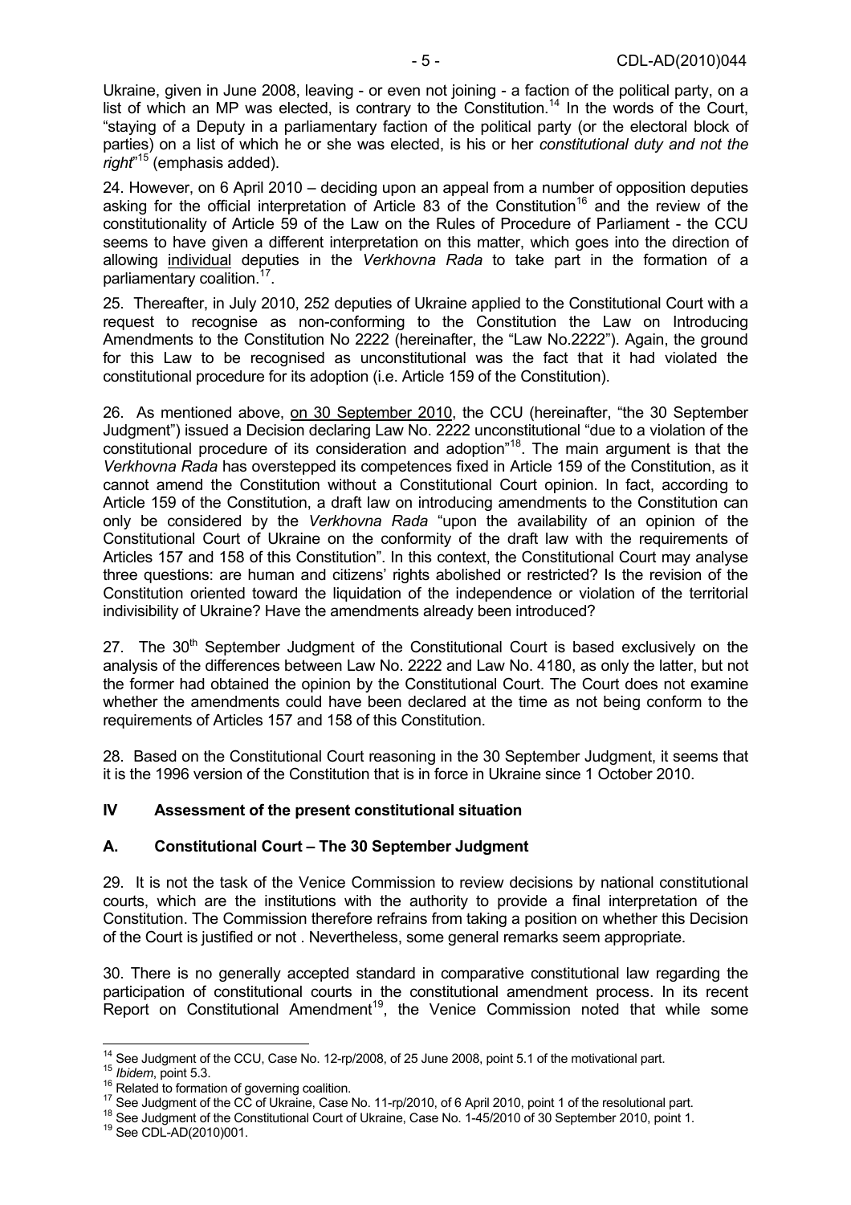Ukraine, given in June 2008, leaving - or even not joining - a faction of the political party, on a list of which an MP was elected, is contrary to the Constitution.[14] In the words of the Court, "staying of a Deputy in a parliamentary faction of the political party (or the electoral block of parties) on a list of which he or she was elected, is his or her *constitutional duty and not the right*"[15] (emphasis added).

24. However, on 6 April 2010 – deciding upon an appeal from a number of opposition deputies asking for the official interpretation of Article 83 of the Constitution[16] and the review of the constitutionality of Article 59 of the Law on the Rules of Procedure of Parliament - the CCU seems to have given a different interpretation on this matter, which goes into the direction of allowing individual deputies in the *Verkhovna Rada* to take part in the formation of a parliamentary coalition.[17].

25. Thereafter, in July 2010, 252 deputies of Ukraine applied to the Constitutional Court with a request to recognise as non-conforming to the Constitution the Law on Introducing Amendments to the Constitution No 2222 (hereinafter, the "Law No.2222"). Again, the ground for this Law to be recognised as unconstitutional was the fact that it had violated the constitutional procedure for its adoption (i.e. Article 159 of the Constitution).

26. As mentioned above, on 30 September 2010, the CCU (hereinafter, "the 30 September Judgment") issued a Decision declaring Law No. 2222 unconstitutional "due to a violation of the constitutional procedure of its consideration and adoption"[18]. The main argument is that the *Verkhovna Rada* has overstepped its competences fixed in Article 159 of the Constitution, as it cannot amend the Constitution without a Constitutional Court opinion. In fact, according to Article 159 of the Constitution, a draft law on introducing amendments to the Constitution can only be considered by the *Verkhovna Rada* "upon the availability of an opinion of the Constitutional Court of Ukraine on the conformity of the draft law with the requirements of Articles 157 and 158 of this Constitution". In this context, the Constitutional Court may analyse three questions: are human and citizens' rights abolished or restricted? Is the revision of the Constitution oriented toward the liquidation of the independence or violation of the territorial indivisibility of Ukraine? Have the amendments already been introduced?

27. The 30th September Judgment of the Constitutional Court is based exclusively on the analysis of the differences between Law No. 2222 and Law No. 4180, as only the latter, but not the former had obtained the opinion by the Constitutional Court. The Court does not examine whether the amendments could have been declared at the time as not being conform to the requirements of Articles 157 and 158 of this Constitution.

28. Based on the Constitutional Court reasoning in the 30 September Judgment, it seems that it is the 1996 version of the Constitution that is in force in Ukraine since 1 October 2010.

## IV Assessment of the present constitutional situation

### A. Constitutional Court – The 30 September Judgment

29. It is not the task of the Venice Commission to review decisions by national constitutional courts, which are the institutions with the authority to provide a final interpretation of the Constitution. The Commission therefore refrains from taking a position on whether this Decision of the Court is justified or not . Nevertheless, some general remarks seem appropriate.

30. There is no generally accepted standard in comparative constitutional law regarding the participation of constitutional courts in the constitutional amendment process. In its recent Report on Constitutional Amendment[19], the Venice Commission noted that while some

---

[14] See Judgment of the CCU, Case No. 12-rp/2008, of 25 June 2008, point 5.1 of the motivational part.
[15] *Ibidem*, point 5.3.
[16] Related to formation of governing coalition.
[17] See Judgment of the CC of Ukraine, Case No. 11-rp/2010, of 6 April 2010, point 1 of the resolutional part.
[18] See Judgment of the Constitutional Court of Ukraine, Case No. 1-45/2010 of 30 September 2010, point 1.
[19] See CDL-AD(2010)001.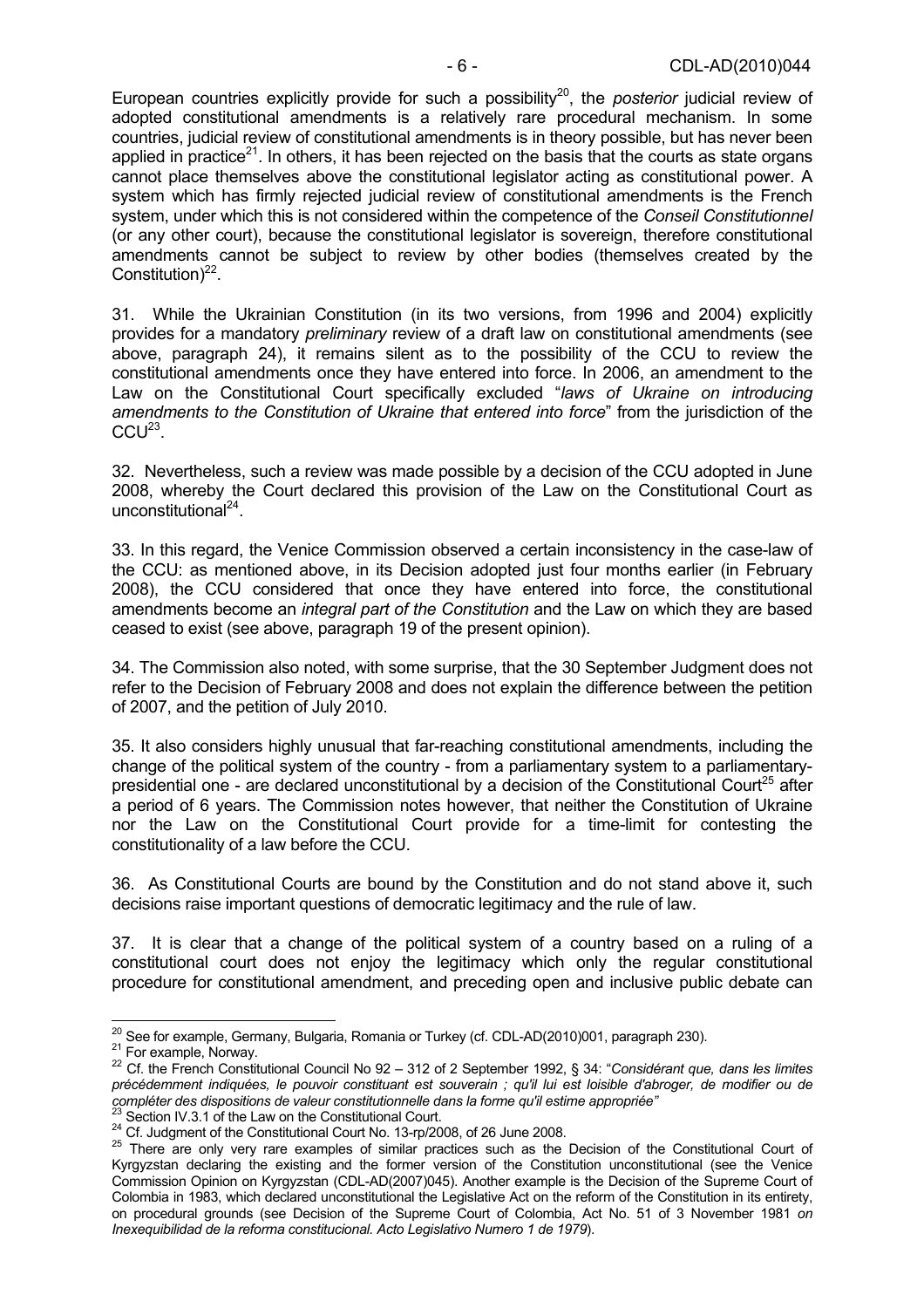European countries explicitly provide for such a possibility[20], the *posterior* judicial review of adopted constitutional amendments is a relatively rare procedural mechanism. In some countries, judicial review of constitutional amendments is in theory possible, but has never been applied in practice[21]. In others, it has been rejected on the basis that the courts as state organs cannot place themselves above the constitutional legislator acting as constitutional power. A system which has firmly rejected judicial review of constitutional amendments is the French system, under which this is not considered within the competence of the *Conseil Constitutionnel* (or any other court), because the constitutional legislator is sovereign, therefore constitutional amendments cannot be subject to review by other bodies (themselves created by the Constitution)[22].

31. While the Ukrainian Constitution (in its two versions, from 1996 and 2004) explicitly provides for a mandatory *preliminary* review of a draft law on constitutional amendments (see above, paragraph 24), it remains silent as to the possibility of the CCU to review the constitutional amendments once they have entered into force. In 2006, an amendment to the Law on the Constitutional Court specifically excluded "*laws of Ukraine on introducing amendments to the Constitution of Ukraine that entered into force*" from the jurisdiction of the CCU[23].

32. Nevertheless, such a review was made possible by a decision of the CCU adopted in June 2008, whereby the Court declared this provision of the Law on the Constitutional Court as unconstitutional[24].

33. In this regard, the Venice Commission observed a certain inconsistency in the case-law of the CCU: as mentioned above, in its Decision adopted just four months earlier (in February 2008), the CCU considered that once they have entered into force, the constitutional amendments become an *integral part of the Constitution* and the Law on which they are based ceased to exist (see above, paragraph 19 of the present opinion).

34. The Commission also noted, with some surprise, that the 30 September Judgment does not refer to the Decision of February 2008 and does not explain the difference between the petition of 2007, and the petition of July 2010.

35. It also considers highly unusual that far-reaching constitutional amendments, including the change of the political system of the country - from a parliamentary system to a parliamentary-presidential one - are declared unconstitutional by a decision of the Constitutional Court[25] after a period of 6 years. The Commission notes however, that neither the Constitution of Ukraine nor the Law on the Constitutional Court provide for a time-limit for contesting the constitutionality of a law before the CCU.

36. As Constitutional Courts are bound by the Constitution and do not stand above it, such decisions raise important questions of democratic legitimacy and the rule of law.

37. It is clear that a change of the political system of a country based on a ruling of a constitutional court does not enjoy the legitimacy which only the regular constitutional procedure for constitutional amendment, and preceding open and inclusive public debate can

---

[20] See for example, Germany, Bulgaria, Romania or Turkey (cf. CDL-AD(2010)001, paragraph 230).

[21] For example, Norway.

[22] Cf. the French Constitutional Council No 92 – 312 of 2 September 1992, § 34: "*Considérant que, dans les limites précédemment indiquées, le pouvoir constituant est souverain ; qu'il lui est loisible d'abroger, de modifier ou de compléter des dispositions de valeur constitutionnelle dans la forme qu'il estime appropriée"*

[23] Section IV.3.1 of the Law on the Constitutional Court.

[24] Cf. Judgment of the Constitutional Court No. 13-rp/2008, of 26 June 2008.

[25] There are only very rare examples of similar practices such as the Decision of the Constitutional Court of Kyrgyzstan declaring the existing and the former version of the Constitution unconstitutional (see the Venice Commission Opinion on Kyrgyzstan (CDL-AD(2007)045). Another example is the Decision of the Supreme Court of Colombia in 1983, which declared unconstitutional the Legislative Act on the reform of the Constitution in its entirety, on procedural grounds (see Decision of the Supreme Court of Colombia, Act No. 51 of 3 November 1981 *on Inexequibilidad de la reforma constitucional. Acto Legislativo Numero 1 de 1979*).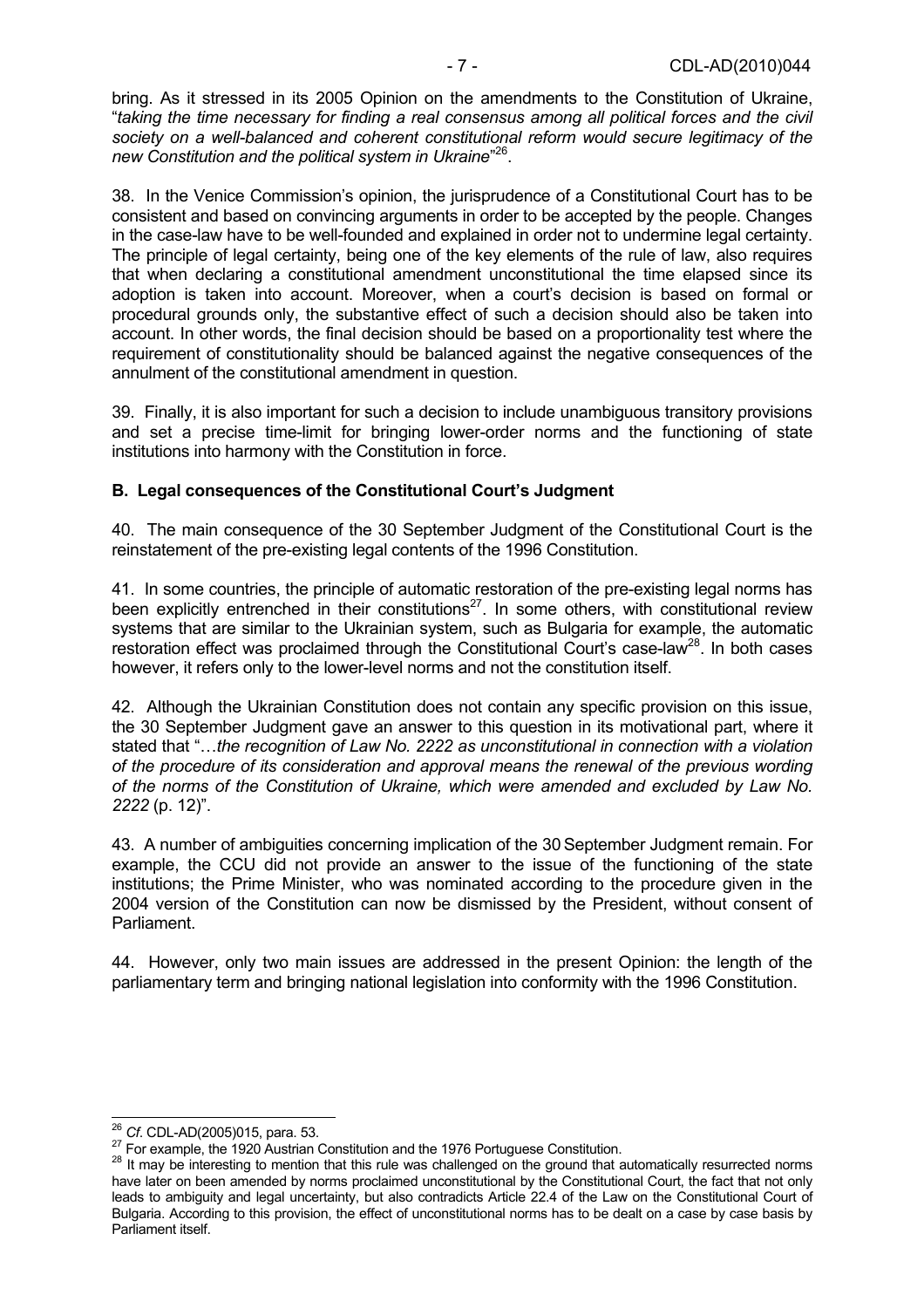bring. As it stressed in its 2005 Opinion on the amendments to the Constitution of Ukraine, "*taking the time necessary for finding a real consensus among all political forces and the civil society on a well-balanced and coherent constitutional reform would secure legitimacy of the new Constitution and the political system in Ukraine*"[26].

38. In the Venice Commission's opinion, the jurisprudence of a Constitutional Court has to be consistent and based on convincing arguments in order to be accepted by the people. Changes in the case-law have to be well-founded and explained in order not to undermine legal certainty. The principle of legal certainty, being one of the key elements of the rule of law, also requires that when declaring a constitutional amendment unconstitutional the time elapsed since its adoption is taken into account. Moreover, when a court's decision is based on formal or procedural grounds only, the substantive effect of such a decision should also be taken into account. In other words, the final decision should be based on a proportionality test where the requirement of constitutionality should be balanced against the negative consequences of the annulment of the constitutional amendment in question.

39. Finally, it is also important for such a decision to include unambiguous transitory provisions and set a precise time-limit for bringing lower-order norms and the functioning of state institutions into harmony with the Constitution in force.

### B. Legal consequences of the Constitutional Court's Judgment

40. The main consequence of the 30 September Judgment of the Constitutional Court is the reinstatement of the pre-existing legal contents of the 1996 Constitution.

41. In some countries, the principle of automatic restoration of the pre-existing legal norms has been explicitly entrenched in their constitutions[27]. In some others, with constitutional review systems that are similar to the Ukrainian system, such as Bulgaria for example, the automatic restoration effect was proclaimed through the Constitutional Court's case-law[28]. In both cases however, it refers only to the lower-level norms and not the constitution itself.

42. Although the Ukrainian Constitution does not contain any specific provision on this issue, the 30 September Judgment gave an answer to this question in its motivational part, where it stated that "…*the recognition of Law No. 2222 as unconstitutional in connection with a violation of the procedure of its consideration and approval means the renewal of the previous wording of the norms of the Constitution of Ukraine, which were amended and excluded by Law No. 2222* (p. 12)".

43. A number of ambiguities concerning implication of the 30 September Judgment remain. For example, the CCU did not provide an answer to the issue of the functioning of the state institutions; the Prime Minister, who was nominated according to the procedure given in the 2004 version of the Constitution can now be dismissed by the President, without consent of Parliament.

44. However, only two main issues are addressed in the present Opinion: the length of the parliamentary term and bringing national legislation into conformity with the 1996 Constitution.

---

[26] *Cf*. CDL-AD(2005)015, para. 53.

[27] For example, the 1920 Austrian Constitution and the 1976 Portuguese Constitution.

[28] It may be interesting to mention that this rule was challenged on the ground that automatically resurrected norms have later on been amended by norms proclaimed unconstitutional by the Constitutional Court, the fact that not only leads to ambiguity and legal uncertainty, but also contradicts Article 22.4 of the Law on the Constitutional Court of Bulgaria. According to this provision, the effect of unconstitutional norms has to be dealt on a case by case basis by Parliament itself.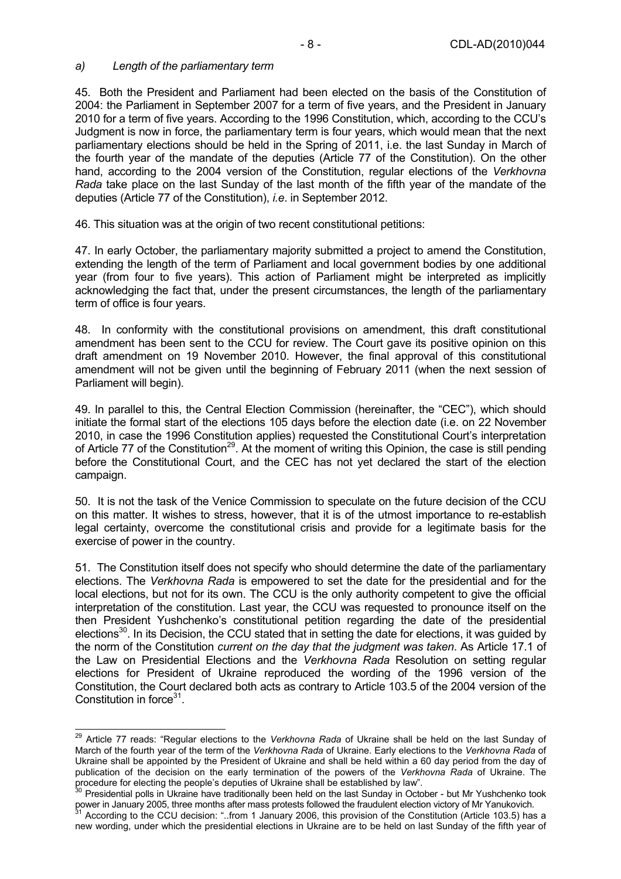### *a) Length of the parliamentary term*

45. Both the President and Parliament had been elected on the basis of the Constitution of 2004: the Parliament in September 2007 for a term of five years, and the President in January 2010 for a term of five years. According to the 1996 Constitution, which, according to the CCU's Judgment is now in force, the parliamentary term is four years, which would mean that the next parliamentary elections should be held in the Spring of 2011, i.e. the last Sunday in March of the fourth year of the mandate of the deputies (Article 77 of the Constitution). On the other hand, according to the 2004 version of the Constitution, regular elections of the *Verkhovna Rada* take place on the last Sunday of the last month of the fifth year of the mandate of the deputies (Article 77 of the Constitution), *i.e*. in September 2012.

46. This situation was at the origin of two recent constitutional petitions:

47. In early October, the parliamentary majority submitted a project to amend the Constitution, extending the length of the term of Parliament and local government bodies by one additional year (from four to five years). This action of Parliament might be interpreted as implicitly acknowledging the fact that, under the present circumstances, the length of the parliamentary term of office is four years.

48. In conformity with the constitutional provisions on amendment, this draft constitutional amendment has been sent to the CCU for review. The Court gave its positive opinion on this draft amendment on 19 November 2010. However, the final approval of this constitutional amendment will not be given until the beginning of February 2011 (when the next session of Parliament will begin).

49. In parallel to this, the Central Election Commission (hereinafter, the "CEC"), which should initiate the formal start of the elections 105 days before the election date (i.e. on 22 November 2010, in case the 1996 Constitution applies) requested the Constitutional Court's interpretation of Article 77 of the Constitution[29]. At the moment of writing this Opinion, the case is still pending before the Constitutional Court, and the CEC has not yet declared the start of the election campaign.

50. It is not the task of the Venice Commission to speculate on the future decision of the CCU on this matter. It wishes to stress, however, that it is of the utmost importance to re-establish legal certainty, overcome the constitutional crisis and provide for a legitimate basis for the exercise of power in the country.

51. The Constitution itself does not specify who should determine the date of the parliamentary elections. The *Verkhovna Rada* is empowered to set the date for the presidential and for the local elections, but not for its own. The CCU is the only authority competent to give the official interpretation of the constitution. Last year, the CCU was requested to pronounce itself on the then President Yushchenko's constitutional petition regarding the date of the presidential elections[30]. In its Decision, the CCU stated that in setting the date for elections, it was guided by the norm of the Constitution *current on the day that the judgment was taken*. As Article 17.1 of the Law on Presidential Elections and the *Verkhovna Rada* Resolution on setting regular elections for President of Ukraine reproduced the wording of the 1996 version of the Constitution, the Court declared both acts as contrary to Article 103.5 of the 2004 version of the Constitution in force[31].

---

[29] Article 77 reads: "Regular elections to the *Verkhovna Rada* of Ukraine shall be held on the last Sunday of March of the fourth year of the term of the *Verkhovna Rada* of Ukraine. Early elections to the *Verkhovna Rada* of Ukraine shall be appointed by the President of Ukraine and shall be held within a 60 day period from the day of publication of the decision on the early termination of the powers of the *Verkhovna Rada* of Ukraine. The procedure for electing the people's deputies of Ukraine shall be established by law".

[30] Presidential polls in Ukraine have traditionally been held on the last Sunday in October - but Mr Yushchenko took power in January 2005, three months after mass protests followed the fraudulent election victory of Mr Yanukovich.

[31] According to the CCU decision: "..from 1 January 2006, this provision of the Constitution (Article 103.5) has a new wording, under which the presidential elections in Ukraine are to be held on last Sunday of the fifth year of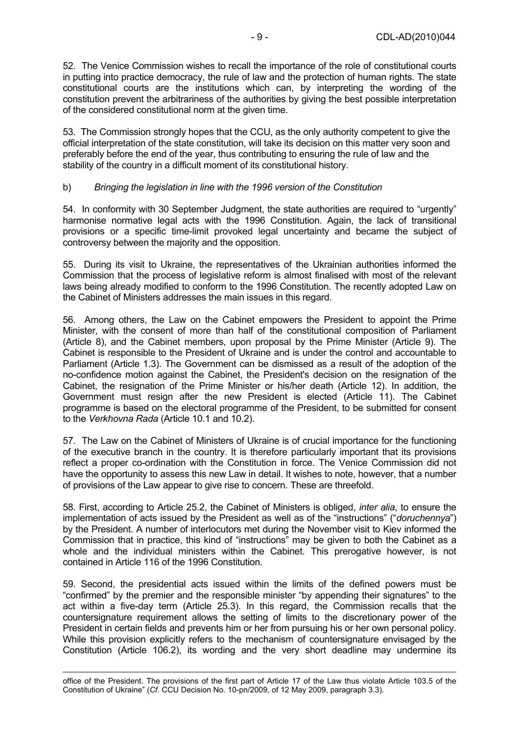52. The Venice Commission wishes to recall the importance of the role of constitutional courts in putting into practice democracy, the rule of law and the protection of human rights. The state constitutional courts are the institutions which can, by interpreting the wording of the constitution prevent the arbitrariness of the authorities by giving the best possible interpretation of the considered constitutional norm at the given time.

53. The Commission strongly hopes that the CCU, as the only authority competent to give the official interpretation of the state constitution, will take its decision on this matter very soon and preferably before the end of the year, thus contributing to ensuring the rule of law and the stability of the country in a difficult moment of its constitutional history.

b) *Bringing the legislation in line with the 1996 version of the Constitution*

54. In conformity with 30 September Judgment, the state authorities are required to "urgently" harmonise normative legal acts with the 1996 Constitution. Again, the lack of transitional provisions or a specific time-limit provoked legal uncertainty and became the subject of controversy between the majority and the opposition.

55. During its visit to Ukraine, the representatives of the Ukrainian authorities informed the Commission that the process of legislative reform is almost finalised with most of the relevant laws being already modified to conform to the 1996 Constitution. The recently adopted Law on the Cabinet of Ministers addresses the main issues in this regard.

56. Among others, the Law on the Cabinet empowers the President to appoint the Prime Minister, with the consent of more than half of the constitutional composition of Parliament (Article 8), and the Cabinet members, upon proposal by the Prime Minister (Article 9). The Cabinet is responsible to the President of Ukraine and is under the control and accountable to Parliament (Article 1.3). The Government can be dismissed as a result of the adoption of the no-confidence motion against the Cabinet, the President's decision on the resignation of the Cabinet, the resignation of the Prime Minister or his/her death (Article 12). In addition, the Government must resign after the new President is elected (Article 11). The Cabinet programme is based on the electoral programme of the President, to be submitted for consent to the *Verkhovna Rada* (Article 10.1 and 10.2).

57. The Law on the Cabinet of Ministers of Ukraine is of crucial importance for the functioning of the executive branch in the country. It is therefore particularly important that its provisions reflect a proper co-ordination with the Constitution in force. The Venice Commission did not have the opportunity to assess this new Law in detail. It wishes to note, however, that a number of provisions of the Law appear to give rise to concern. These are threefold.

58. First, according to Article 25.2, the Cabinet of Ministers is obliged, *inter alia*, to ensure the implementation of acts issued by the President as well as of the "instructions" ("*doruchennya*") by the President. A number of interlocutors met during the November visit to Kiev informed the Commission that in practice, this kind of "instructions" may be given to both the Cabinet as a whole and the individual ministers within the Cabinet. This prerogative however, is not contained in Article 116 of the 1996 Constitution.

59. Second, the presidential acts issued within the limits of the defined powers must be "confirmed" by the premier and the responsible minister "by appending their signatures" to the act within a five-day term (Article 25.3). In this regard, the Commission recalls that the countersignature requirement allows the setting of limits to the discretionary power of the President in certain fields and prevents him or her from pursuing his or her own personal policy. While this provision explicitly refers to the mechanism of countersignature envisaged by the Constitution (Article 106.2), its wording and the very short deadline may undermine its

---

office of the President. The provisions of the first part of Article 17 of the Law thus violate Article 103.5 of the Constitution of Ukraine" (*Cf*. CCU Decision No. 10-pn/2009, of 12 May 2009, paragraph 3.3).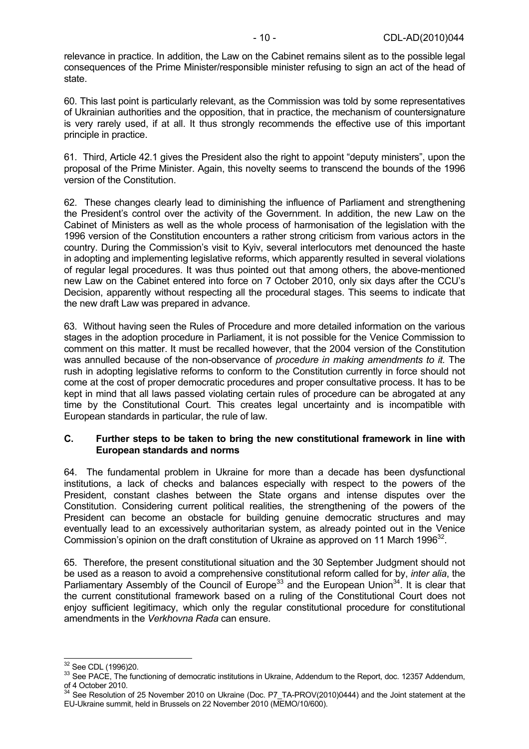relevance in practice. In addition, the Law on the Cabinet remains silent as to the possible legal consequences of the Prime Minister/responsible minister refusing to sign an act of the head of state.

60. This last point is particularly relevant, as the Commission was told by some representatives of Ukrainian authorities and the opposition, that in practice, the mechanism of countersignature is very rarely used, if at all. It thus strongly recommends the effective use of this important principle in practice.

61. Third, Article 42.1 gives the President also the right to appoint "deputy ministers", upon the proposal of the Prime Minister. Again, this novelty seems to transcend the bounds of the 1996 version of the Constitution.

62. These changes clearly lead to diminishing the influence of Parliament and strengthening the President's control over the activity of the Government. In addition, the new Law on the Cabinet of Ministers as well as the whole process of harmonisation of the legislation with the 1996 version of the Constitution encounters a rather strong criticism from various actors in the country. During the Commission's visit to Kyiv, several interlocutors met denounced the haste in adopting and implementing legislative reforms, which apparently resulted in several violations of regular legal procedures. It was thus pointed out that among others, the above-mentioned new Law on the Cabinet entered into force on 7 October 2010, only six days after the CCU's Decision, apparently without respecting all the procedural stages. This seems to indicate that the new draft Law was prepared in advance.

63. Without having seen the Rules of Procedure and more detailed information on the various stages in the adoption procedure in Parliament, it is not possible for the Venice Commission to comment on this matter. It must be recalled however, that the 2004 version of the Constitution was annulled because of the non-observance of *procedure in making amendments to it.* The rush in adopting legislative reforms to conform to the Constitution currently in force should not come at the cost of proper democratic procedures and proper consultative process. It has to be kept in mind that all laws passed violating certain rules of procedure can be abrogated at any time by the Constitutional Court. This creates legal uncertainty and is incompatible with European standards in particular, the rule of law.

### C. Further steps to be taken to bring the new constitutional framework in line with European standards and norms

64. The fundamental problem in Ukraine for more than a decade has been dysfunctional institutions, a lack of checks and balances especially with respect to the powers of the President, constant clashes between the State organs and intense disputes over the Constitution. Considering current political realities, the strengthening of the powers of the President can become an obstacle for building genuine democratic structures and may eventually lead to an excessively authoritarian system, as already pointed out in the Venice Commission's opinion on the draft constitution of Ukraine as approved on 11 March 1996[32].

65. Therefore, the present constitutional situation and the 30 September Judgment should not be used as a reason to avoid a comprehensive constitutional reform called for by, *inter alia*, the Parliamentary Assembly of the Council of Europe[33] and the European Union[34]. It is clear that the current constitutional framework based on a ruling of the Constitutional Court does not enjoy sufficient legitimacy, which only the regular constitutional procedure for constitutional amendments in the *Verkhovna Rada* can ensure.

---

[32] See CDL (1996)20.

[33] See PACE, The functioning of democratic institutions in Ukraine, Addendum to the Report, doc. 12357 Addendum, of 4 October 2010.

[34] See Resolution of 25 November 2010 on Ukraine (Doc. P7_TA-PROV(2010)0444) and the Joint statement at the EU-Ukraine summit, held in Brussels on 22 November 2010 (MEMO/10/600).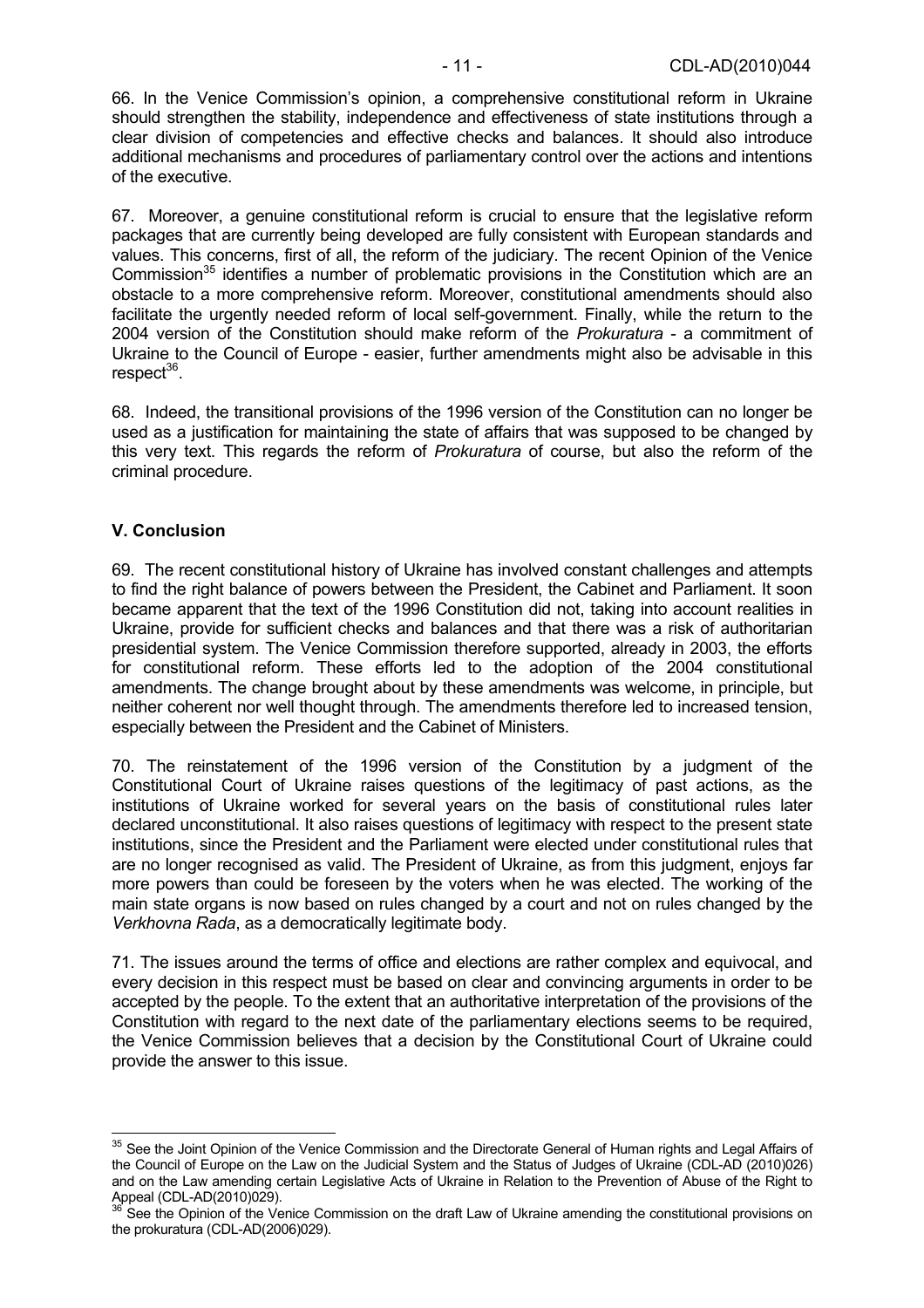66. In the Venice Commission's opinion, a comprehensive constitutional reform in Ukraine should strengthen the stability, independence and effectiveness of state institutions through a clear division of competencies and effective checks and balances. It should also introduce additional mechanisms and procedures of parliamentary control over the actions and intentions of the executive.

67. Moreover, a genuine constitutional reform is crucial to ensure that the legislative reform packages that are currently being developed are fully consistent with European standards and values. This concerns, first of all, the reform of the judiciary. The recent Opinion of the Venice Commission[35] identifies a number of problematic provisions in the Constitution which are an obstacle to a more comprehensive reform. Moreover, constitutional amendments should also facilitate the urgently needed reform of local self-government. Finally, while the return to the 2004 version of the Constitution should make reform of the *Prokuratura* - a commitment of Ukraine to the Council of Europe - easier, further amendments might also be advisable in this respect[36].

68. Indeed, the transitional provisions of the 1996 version of the Constitution can no longer be used as a justification for maintaining the state of affairs that was supposed to be changed by this very text. This regards the reform of *Prokuratura* of course, but also the reform of the criminal procedure.

## V. Conclusion

69. The recent constitutional history of Ukraine has involved constant challenges and attempts to find the right balance of powers between the President, the Cabinet and Parliament. It soon became apparent that the text of the 1996 Constitution did not, taking into account realities in Ukraine, provide for sufficient checks and balances and that there was a risk of authoritarian presidential system. The Venice Commission therefore supported, already in 2003, the efforts for constitutional reform. These efforts led to the adoption of the 2004 constitutional amendments. The change brought about by these amendments was welcome, in principle, but neither coherent nor well thought through. The amendments therefore led to increased tension, especially between the President and the Cabinet of Ministers.

70. The reinstatement of the 1996 version of the Constitution by a judgment of the Constitutional Court of Ukraine raises questions of the legitimacy of past actions, as the institutions of Ukraine worked for several years on the basis of constitutional rules later declared unconstitutional. It also raises questions of legitimacy with respect to the present state institutions, since the President and the Parliament were elected under constitutional rules that are no longer recognised as valid. The President of Ukraine, as from this judgment, enjoys far more powers than could be foreseen by the voters when he was elected. The working of the main state organs is now based on rules changed by a court and not on rules changed by the *Verkhovna Rada*, as a democratically legitimate body.

71. The issues around the terms of office and elections are rather complex and equivocal, and every decision in this respect must be based on clear and convincing arguments in order to be accepted by the people. To the extent that an authoritative interpretation of the provisions of the Constitution with regard to the next date of the parliamentary elections seems to be required, the Venice Commission believes that a decision by the Constitutional Court of Ukraine could provide the answer to this issue.

---

[35] See the Joint Opinion of the Venice Commission and the Directorate General of Human rights and Legal Affairs of the Council of Europe on the Law on the Judicial System and the Status of Judges of Ukraine (CDL-AD (2010)026) and on the Law amending certain Legislative Acts of Ukraine in Relation to the Prevention of Abuse of the Right to Appeal (CDL-AD(2010)029).

[36] See the Opinion of the Venice Commission on the draft Law of Ukraine amending the constitutional provisions on the prokuratura (CDL-AD(2006)029).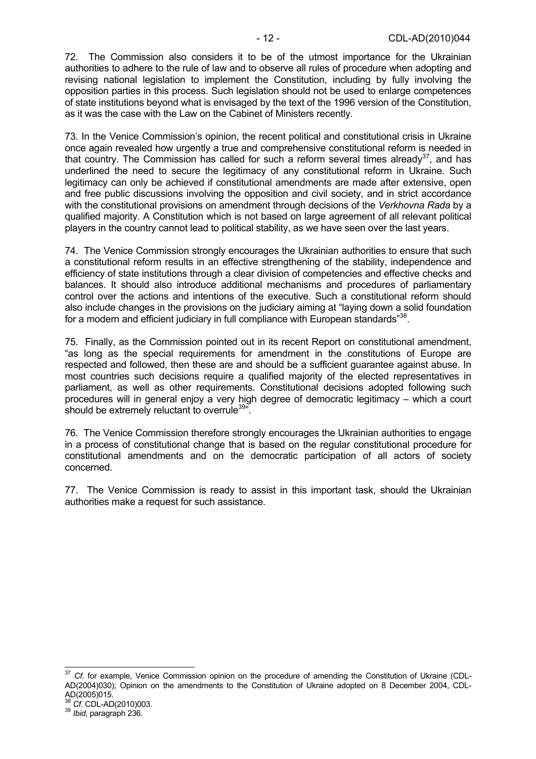72. The Commission also considers it to be of the utmost importance for the Ukrainian authorities to adhere to the rule of law and to observe all rules of procedure when adopting and revising national legislation to implement the Constitution, including by fully involving the opposition parties in this process. Such legislation should not be used to enlarge competences of state institutions beyond what is envisaged by the text of the 1996 version of the Constitution, as it was the case with the Law on the Cabinet of Ministers recently.

73. In the Venice Commission's opinion, the recent political and constitutional crisis in Ukraine once again revealed how urgently a true and comprehensive constitutional reform is needed in that country. The Commission has called for such a reform several times already[37], and has underlined the need to secure the legitimacy of any constitutional reform in Ukraine. Such legitimacy can only be achieved if constitutional amendments are made after extensive, open and free public discussions involving the opposition and civil society, and in strict accordance with the constitutional provisions on amendment through decisions of the *Verkhovna Rada* by a qualified majority. A Constitution which is not based on large agreement of all relevant political players in the country cannot lead to political stability, as we have seen over the last years.

74. The Venice Commission strongly encourages the Ukrainian authorities to ensure that such a constitutional reform results in an effective strengthening of the stability, independence and efficiency of state institutions through a clear division of competencies and effective checks and balances. It should also introduce additional mechanisms and procedures of parliamentary control over the actions and intentions of the executive. Such a constitutional reform should also include changes in the provisions on the judiciary aiming at "laying down a solid foundation for a modern and efficient judiciary in full compliance with European standards"[38].

75. Finally, as the Commission pointed out in its recent Report on constitutional amendment, "as long as the special requirements for amendment in the constitutions of Europe are respected and followed, then these are and should be a sufficient guarantee against abuse. In most countries such decisions require a qualified majority of the elected representatives in parliament, as well as other requirements. Constitutional decisions adopted following such procedures will in general enjoy a very high degree of democratic legitimacy – which a court should be extremely reluctant to overrule[39]".

76. The Venice Commission therefore strongly encourages the Ukrainian authorities to engage in a process of constitutional change that is based on the regular constitutional procedure for constitutional amendments and on the democratic participation of all actors of society concerned.

77. The Venice Commission is ready to assist in this important task, should the Ukrainian authorities make a request for such assistance.

---

[37] *Cf.* for example, Venice Commission opinion on the procedure of amending the Constitution of Ukraine (CDL-AD(2004)030); Opinion on the amendments to the Constitution of Ukraine adopted on 8 December 2004, CDL-AD(2005)015.

[38] *Cf.* CDL-AD(2010)003.

[39] *Ibid*, paragraph 236.